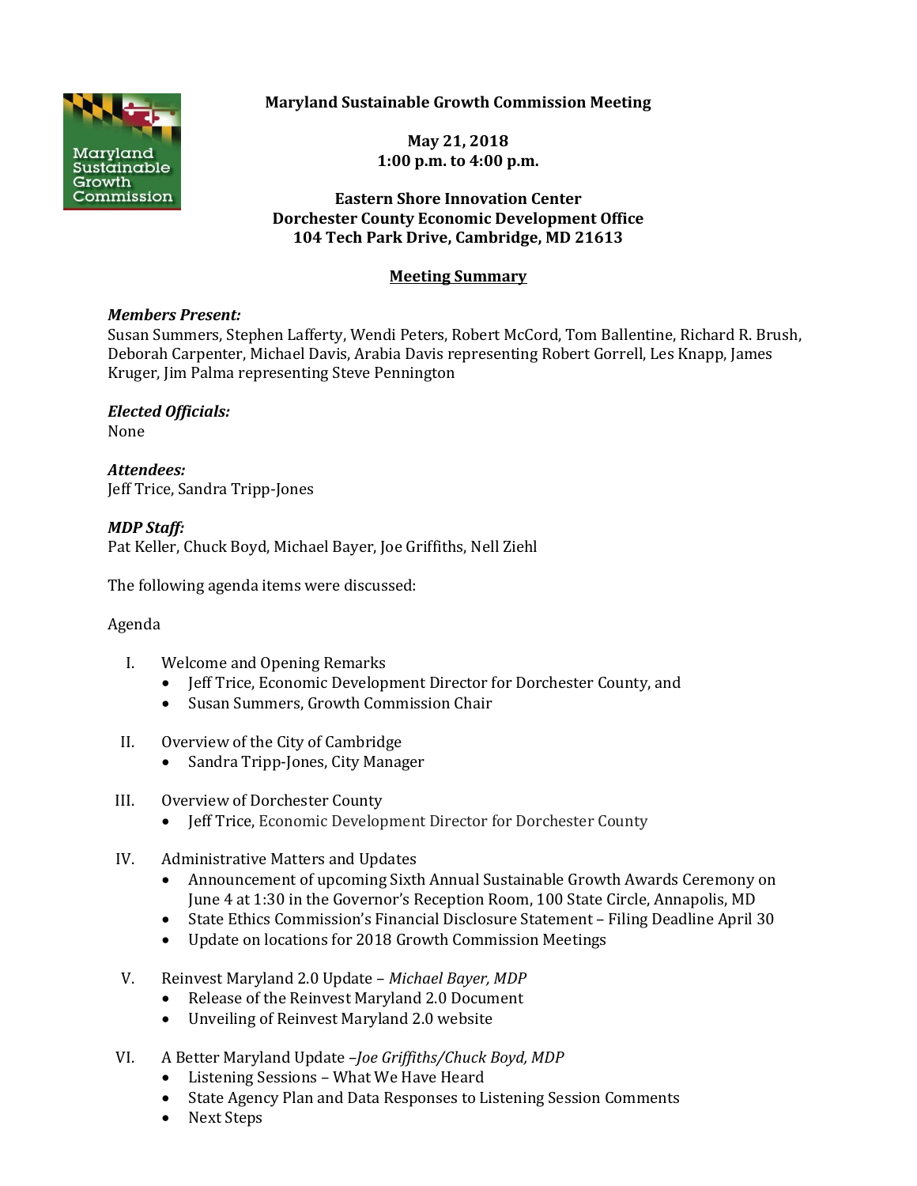# Maryland Sustainable Growth Commission Meeting

**May 21, 2018**
**1:00 p.m. to 4:00 p.m.**

**Eastern Shore Innovation Center**
**Dorchester County Economic Development Office**
**104 Tech Park Drive, Cambridge, MD 21613**

## Meeting Summary

***Members Present:***
Susan Summers, Stephen Lafferty, Wendi Peters, Robert McCord, Tom Ballentine, Richard R. Brush, Deborah Carpenter, Michael Davis, Arabia Davis representing Robert Gorrell, Les Knapp, James Kruger, Jim Palma representing Steve Pennington

***Elected Officials:***
None

***Attendees:***
Jeff Trice, Sandra Tripp-Jones

***MDP Staff:***
Pat Keller, Chuck Boyd, Michael Bayer, Joe Griffiths, Nell Ziehl

The following agenda items were discussed:

Agenda

I. Welcome and Opening Remarks
   - Jeff Trice, Economic Development Director for Dorchester County, and
   - Susan Summers, Growth Commission Chair

II. Overview of the City of Cambridge
   - Sandra Tripp-Jones, City Manager

III. Overview of Dorchester County
   - Jeff Trice, Economic Development Director for Dorchester County

IV. Administrative Matters and Updates
   - Announcement of upcoming Sixth Annual Sustainable Growth Awards Ceremony on June 4 at 1:30 in the Governor's Reception Room, 100 State Circle, Annapolis, MD
   - State Ethics Commission's Financial Disclosure Statement – Filing Deadline April 30
   - Update on locations for 2018 Growth Commission Meetings

V. Reinvest Maryland 2.0 Update – *Michael Bayer, MDP*
   - Release of the Reinvest Maryland 2.0 Document
   - Unveiling of Reinvest Maryland 2.0 website

VI. A Better Maryland Update –*Joe Griffiths/Chuck Boyd, MDP*
   - Listening Sessions – What We Have Heard
   - State Agency Plan and Data Responses to Listening Session Comments
   - Next Steps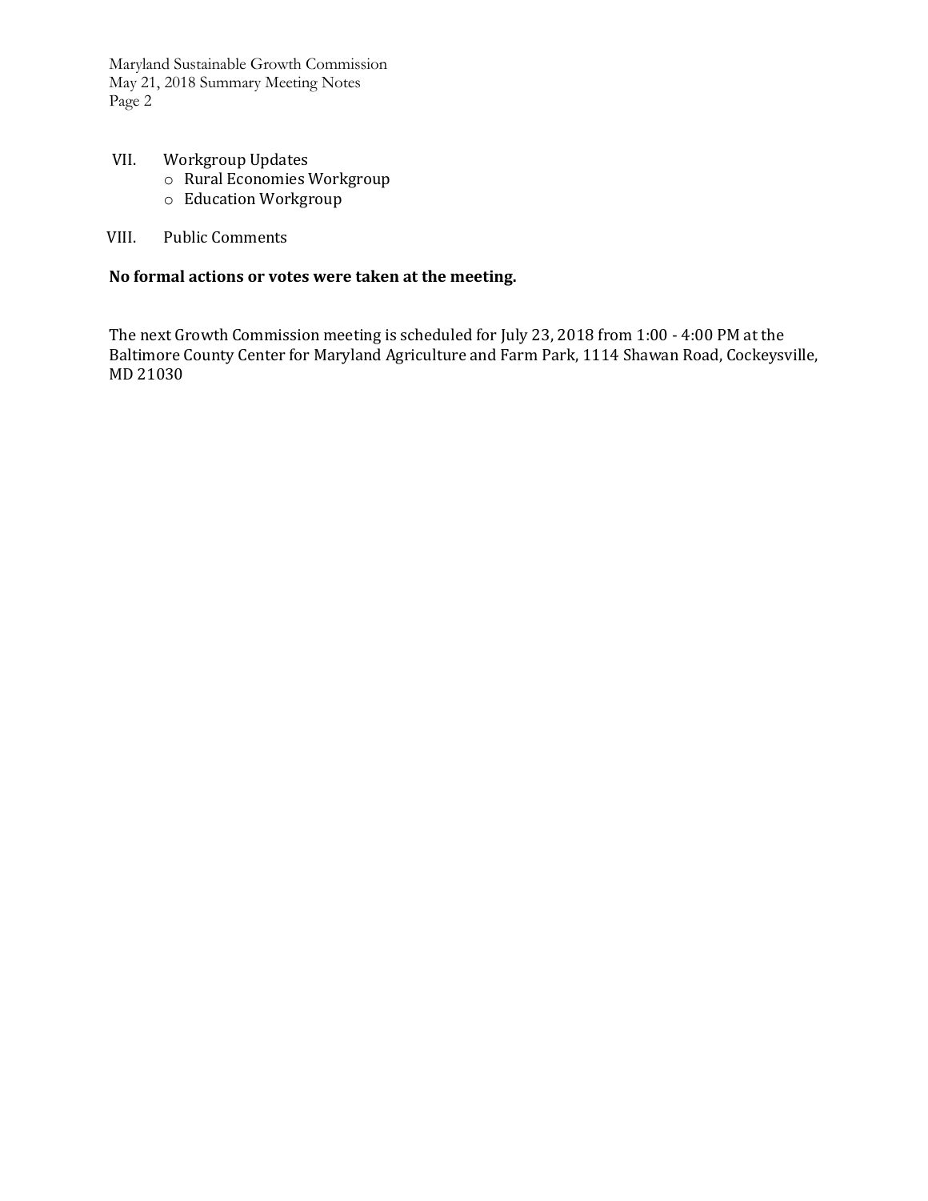VII. Workgroup Updates
   - Rural Economies Workgroup
   - Education Workgroup

VIII. Public Comments

**No formal actions or votes were taken at the meeting.**

The next Growth Commission meeting is scheduled for July 23, 2018 from 1:00 - 4:00 PM at the Baltimore County Center for Maryland Agriculture and Farm Park, 1114 Shawan Road, Cockeysville, MD 21030